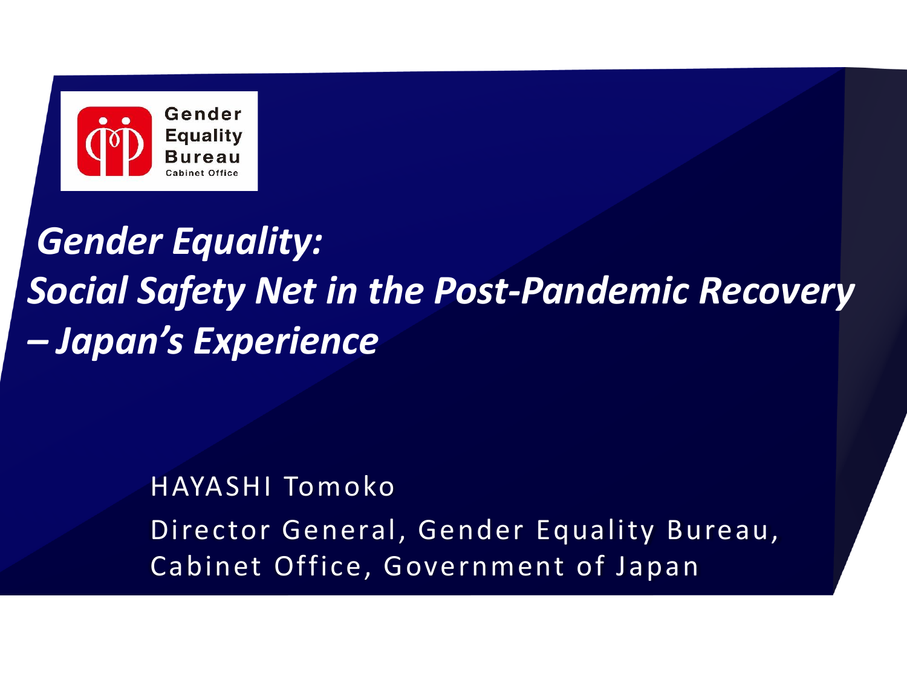Gender Equality Bureau
Cabinet Office

# *Gender Equality: Social Safety Net in the Post-Pandemic Recovery – Japan's Experience*

HAYASHI Tomoko

Director General, Gender Equality Bureau, Cabinet Office, Government of Japan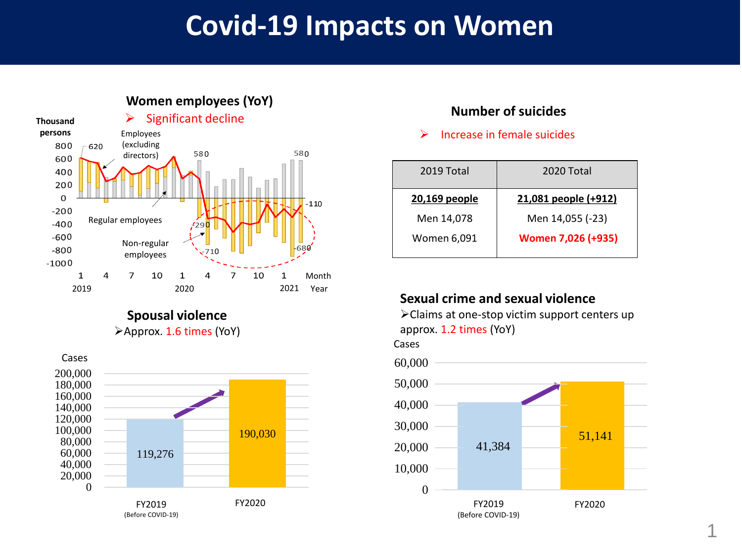# Covid-19 Impacts on Women

## Women employees (YoY)

➢ Significant decline

Thousand persons

Employees (excluding directors)

Regular employees

Non-regular employees

620, 580, 580, -110, -290, -710, -680

Month: 1, 4, 7, 10, 1, 4, 7, 10, 1

Year: 2019, 2020, 2021

## Number of suicides

➢ Increase in female suicides

| 2019 Total | 2020 Total |
|---|---|
| **20,169 people** | **21,081 people (+912)** |
| Men 14,078 | Men 14,055 (-23) |
| Women 6,091 | **Women 7,026 (+935)** |

## Spousal violence

➢Approx. 1.6 times (YoY)

Cases

| | FY2019 (Before COVID-19) | FY2020 |
|---|---|---|
| Cases | 119,276 | 190,030 |

## Sexual crime and sexual violence

➢Claims at one-stop victim support centers up approx. 1.2 times (YoY)

Cases

| | FY2019 (Before COVID-19) | FY2020 |
|---|---|---|
| Cases | 41,384 | 51,141 |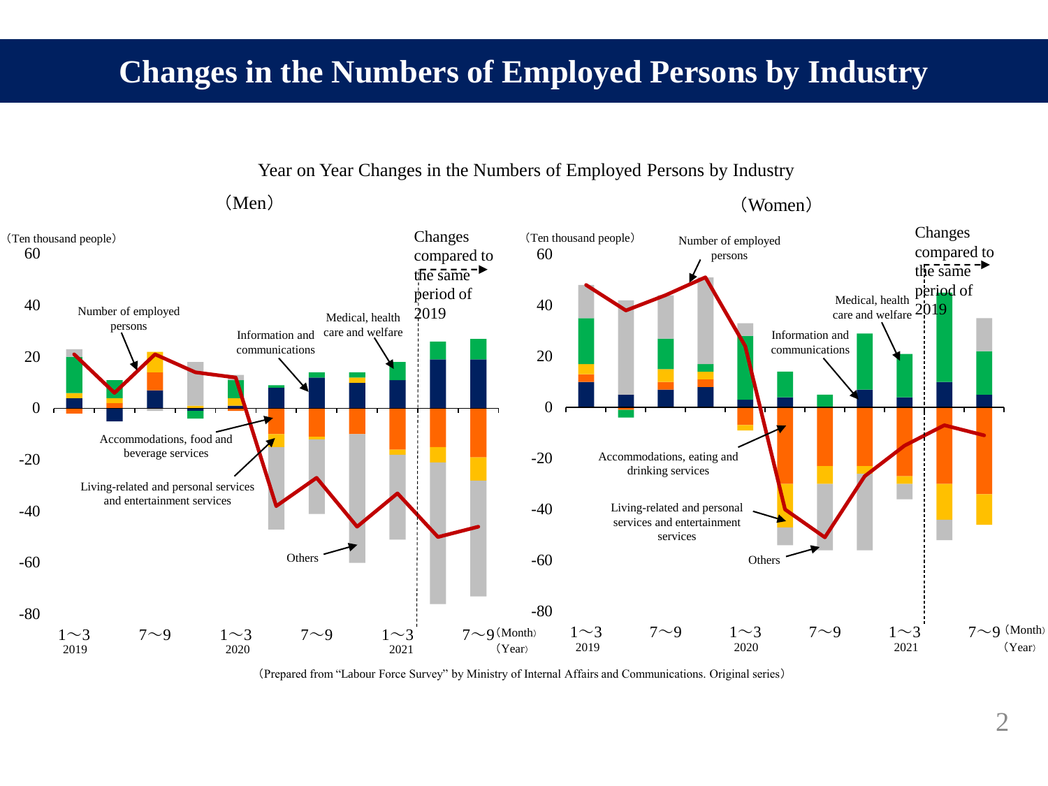# Changes in the Numbers of Employed Persons by Industry

Year on Year Changes in the Numbers of Employed Persons by Industry

（Men）

（Ten thousand people）

Number of employed persons

Information and communications

Medical, health care and welfare

Changes compared to the same period of 2019

Accommodations, food and beverage services

Living-related and personal services and entertainment services

Others

1～3 2019　7～9　1～3 2020　7～9　1～3 2021　7～9（Month）（Year）

（Women）

（Ten thousand people）

Number of employed persons

Medical, health care and welfare

Information and communications

Changes compared to the same period of 2019

Accommodations, eating and drinking services

Living-related and personal services and entertainment services

Others

1～3 2019　7～9　1～3 2020　7～9　1～3 2021　7～9（Month）（Year）

（Prepared from "Labour Force Survey" by Ministry of Internal Affairs and Communications. Original series）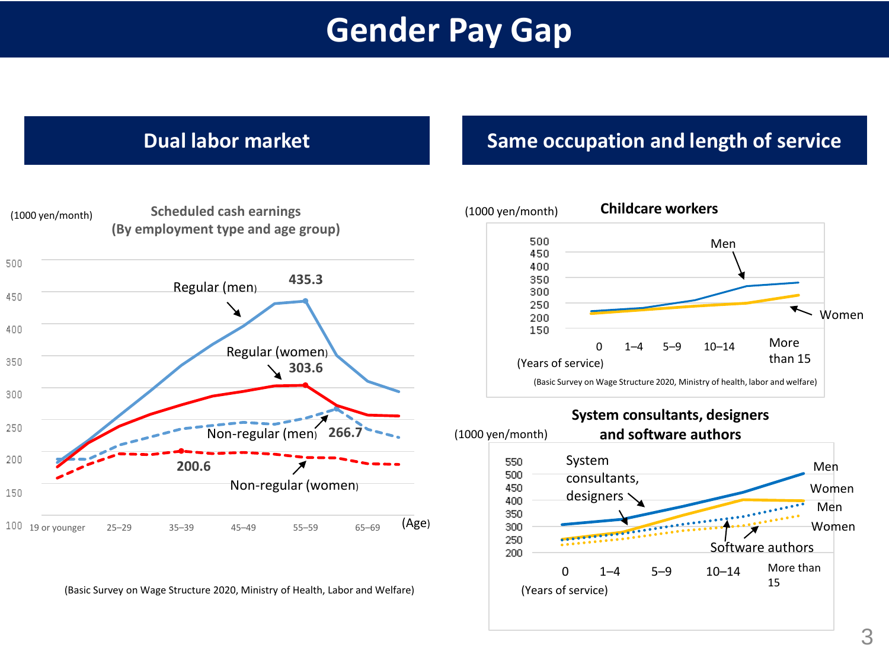# Gender Pay Gap

## Dual labor market

(1000 yen/month)

**Scheduled cash earnings (By employment type and age group)**

Regular (men) 435.3

Regular (women) 303.6

Non-regular (men) 266.7

Non-regular (women) 200.6

500, 450, 400, 350, 300, 250, 200, 150, 100

19 or younger, 25–29, 35–39, 45–49, 55–59, 65–69 (Age)

(Basic Survey on Wage Structure 2020, Ministry of Health, Labor and Welfare)

## Same occupation and length of service

(1000 yen/month)

**Childcare workers**

500, 450, 400, 350, 300, 250, 200, 150

Men

Women

0, 1–4, 5–9, 10–14, More than 15

(Years of service)

(Basic Survey on Wage Structure 2020, Ministry of health, labor and welfare)

**System consultants, designers and software authors**

(1000 yen/month)

550, 500, 450, 400, 350, 300, 250, 200

System consultants, designers: Men, Women

Software authors: Men, Women

0, 1–4, 5–9, 10–14, More than 15

(Years of service)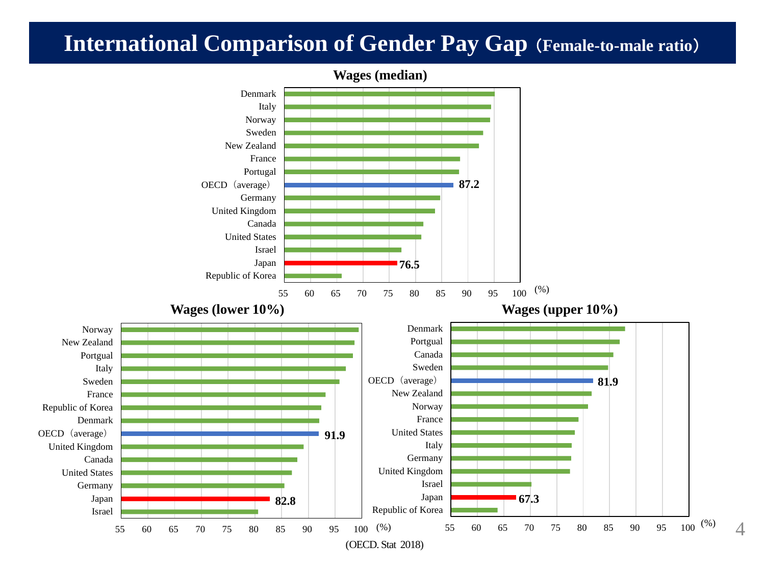# International Comparison of Gender Pay Gap（Female-to-male ratio）

**Wages (median)**

Denmark
Italy
Norway
Sweden
New Zealand
France
Portugal
OECD（average） **87.2**
Germany
United Kingdom
Canada
United States
Israel
Japan **76.5**
Republic of Korea

55 60 65 70 75 80 85 90 95 100 (%)

**Wages (lower 10%)**

Norway
New Zealand
Portgual
Italy
Sweden
France
Republic of Korea
Denmark
OECD（average） **91.9**
United Kingdom
Canada
United States
Germany
Japan **82.8**
Israel

55 60 65 70 75 80 85 90 95 100 (%)

**Wages (upper 10%)**

Denmark
Portgual
Canada
Sweden
OECD（average） **81.9**
New Zealand
Norway
France
United States
Italy
Germany
United Kingdom
Israel
Japan **67.3**
Republic of Korea

55 60 65 70 75 80 85 90 95 100 (%)

(OECD. Stat 2018)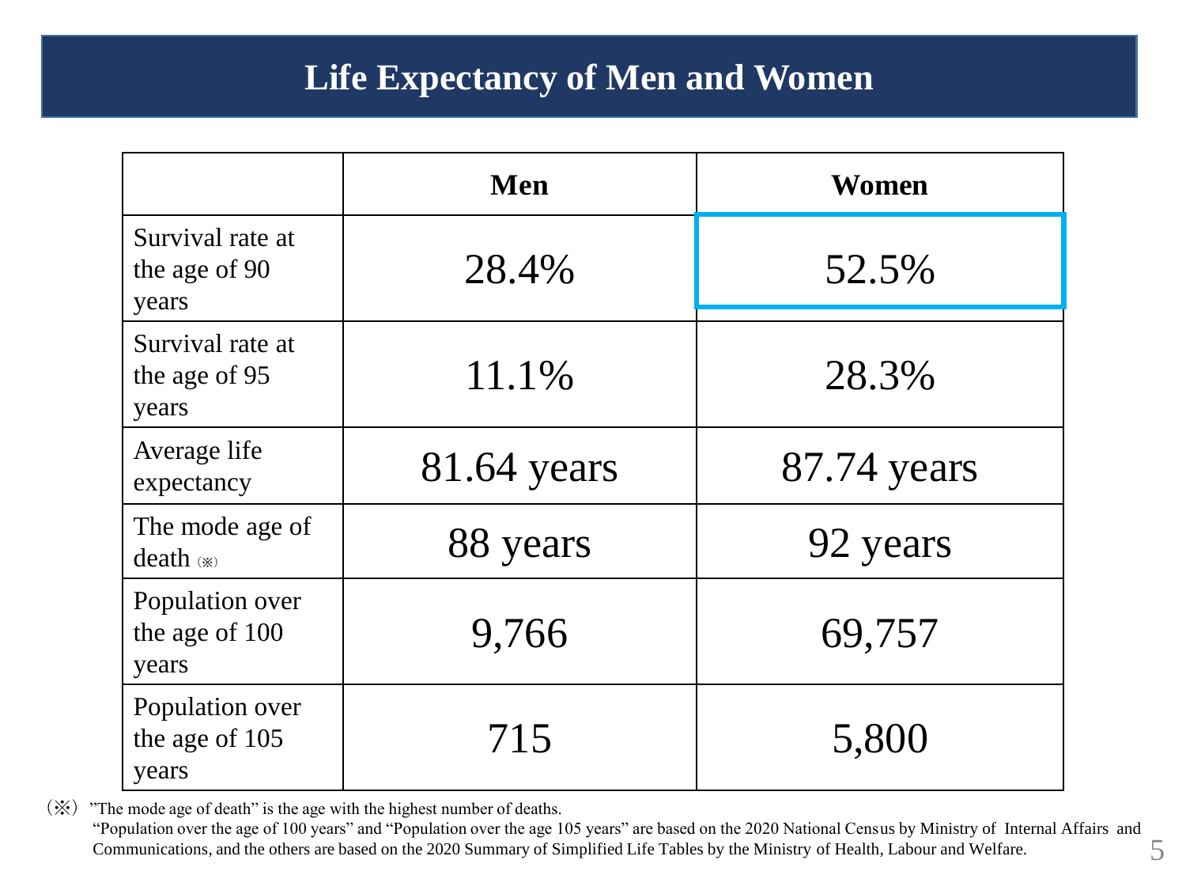# Life Expectancy of Men and Women

| | Men | Women |
|---|---|---|
| Survival rate at the age of 90 years | 28.4% | 52.5% |
| Survival rate at the age of 95 years | 11.1% | 28.3% |
| Average life expectancy | 81.64 years | 87.74 years |
| The mode age of death (※) | 88 years | 92 years |
| Population over the age of 100 years | 9,766 | 69,757 |
| Population over the age of 105 years | 715 | 5,800 |

(※) "The mode age of death" is the age with the highest number of deaths.
"Population over the age of 100 years" and "Population over the age 105 years" are based on the 2020 National Census by Ministry of Internal Affairs and Communications, and the others are based on the 2020 Summary of Simplified Life Tables by the Ministry of Health, Labour and Welfare.